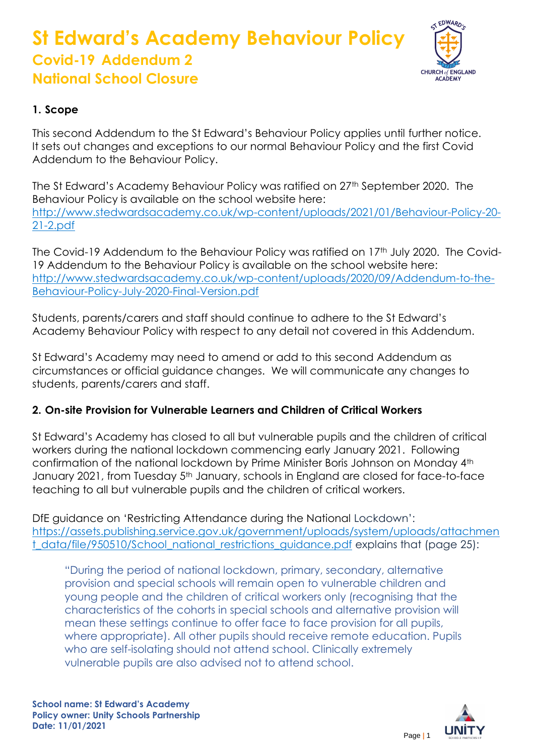# St Edward's Academy Behaviour Policy

## Covid-19 Addendum 2

## National School Closure

### 1. Scope

This second Addendum to the St Edward's Behaviour Policy applies until further notice. It sets out changes and exceptions to our normal Behaviour Policy and the first Covid Addendum to the Behaviour Policy.

The St Edward's Academy Behaviour Policy was ratified on 27th September 2020. The Behaviour Policy is available on the school website here: http://www.stedwardsacademy.co.uk/wp-content/uploads/2021/01/Behaviour-Policy-20-21-2.pdf

The Covid-19 Addendum to the Behaviour Policy was ratified on 17th July 2020. The Covid-19 Addendum to the Behaviour Policy is available on the school website here: http://www.stedwardsacademy.co.uk/wp-content/uploads/2020/09/Addendum-to-the-Behaviour-Policy-July-2020-Final-Version.pdf

Students, parents/carers and staff should continue to adhere to the St Edward's Academy Behaviour Policy with respect to any detail not covered in this Addendum.

St Edward's Academy may need to amend or add to this second Addendum as circumstances or official guidance changes. We will communicate any changes to students, parents/carers and staff.

### 2. On-site Provision for Vulnerable Learners and Children of Critical Workers

St Edward's Academy has closed to all but vulnerable pupils and the children of critical workers during the national lockdown commencing early January 2021. Following confirmation of the national lockdown by Prime Minister Boris Johnson on Monday 4th January 2021, from Tuesday 5th January, schools in England are closed for face-to-face teaching to all but vulnerable pupils and the children of critical workers.

DfE guidance on 'Restricting Attendance during the National Lockdown': https://assets.publishing.service.gov.uk/government/uploads/system/uploads/attachment_data/file/950510/School_national_restrictions_guidance.pdf explains that (page 25):

> "During the period of national lockdown, primary, secondary, alternative provision and special schools will remain open to vulnerable children and young people and the children of critical workers only (recognising that the characteristics of the cohorts in special schools and alternative provision will mean these settings continue to offer face to face provision for all pupils, where appropriate). All other pupils should receive remote education. Pupils who are self-isolating should not attend school. Clinically extremely vulnerable pupils are also advised not to attend school.

**School name: St Edward's Academy**
**Policy owner: Unity Schools Partnership**
**Date: 11/01/2021**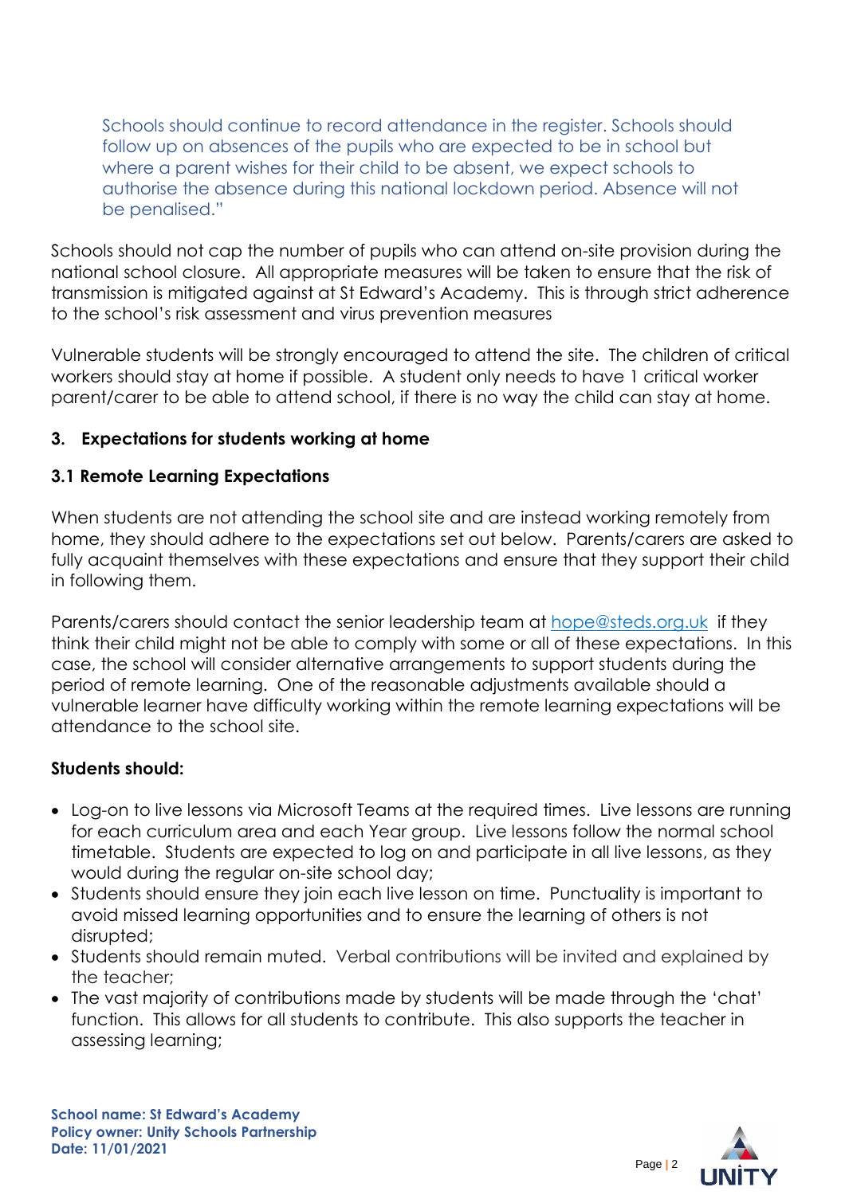Schools should continue to record attendance in the register. Schools should follow up on absences of the pupils who are expected to be in school but where a parent wishes for their child to be absent, we expect schools to authorise the absence during this national lockdown period. Absence will not be penalised."

Schools should not cap the number of pupils who can attend on-site provision during the national school closure. All appropriate measures will be taken to ensure that the risk of transmission is mitigated against at St Edward's Academy. This is through strict adherence to the school's risk assessment and virus prevention measures

Vulnerable students will be strongly encouraged to attend the site. The children of critical workers should stay at home if possible. A student only needs to have 1 critical worker parent/carer to be able to attend school, if there is no way the child can stay at home.

## 3. Expectations for students working at home

### 3.1 Remote Learning Expectations

When students are not attending the school site and are instead working remotely from home, they should adhere to the expectations set out below. Parents/carers are asked to fully acquaint themselves with these expectations and ensure that they support their child in following them.

Parents/carers should contact the senior leadership team at hope@steds.org.uk if they think their child might not be able to comply with some or all of these expectations. In this case, the school will consider alternative arrangements to support students during the period of remote learning. One of the reasonable adjustments available should a vulnerable learner have difficulty working within the remote learning expectations will be attendance to the school site.

**Students should:**

- Log-on to live lessons via Microsoft Teams at the required times. Live lessons are running for each curriculum area and each Year group. Live lessons follow the normal school timetable. Students are expected to log on and participate in all live lessons, as they would during the regular on-site school day;
- Students should ensure they join each live lesson on time. Punctuality is important to avoid missed learning opportunities and to ensure the learning of others is not disrupted;
- Students should remain muted. Verbal contributions will be invited and explained by the teacher;
- The vast majority of contributions made by students will be made through the 'chat' function. This allows for all students to contribute. This also supports the teacher in assessing learning;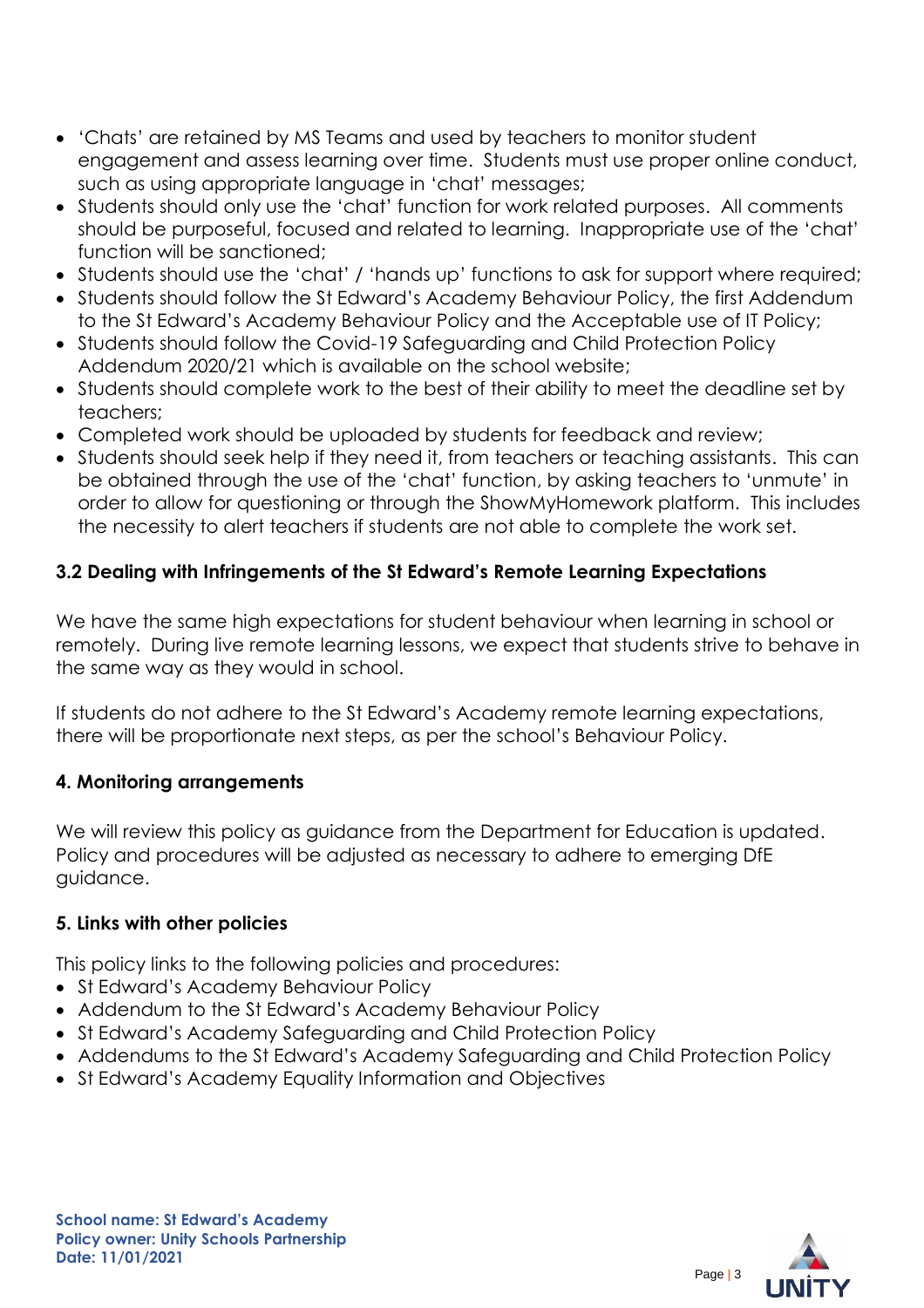- 'Chats' are retained by MS Teams and used by teachers to monitor student engagement and assess learning over time. Students must use proper online conduct, such as using appropriate language in 'chat' messages;
- Students should only use the 'chat' function for work related purposes. All comments should be purposeful, focused and related to learning. Inappropriate use of the 'chat' function will be sanctioned;
- Students should use the 'chat' / 'hands up' functions to ask for support where required;
- Students should follow the St Edward's Academy Behaviour Policy, the first Addendum to the St Edward's Academy Behaviour Policy and the Acceptable use of IT Policy;
- Students should follow the Covid-19 Safeguarding and Child Protection Policy Addendum 2020/21 which is available on the school website;
- Students should complete work to the best of their ability to meet the deadline set by teachers;
- Completed work should be uploaded by students for feedback and review;
- Students should seek help if they need it, from teachers or teaching assistants. This can be obtained through the use of the 'chat' function, by asking teachers to 'unmute' in order to allow for questioning or through the ShowMyHomework platform. This includes the necessity to alert teachers if students are not able to complete the work set.

### 3.2 Dealing with Infringements of the St Edward's Remote Learning Expectations

We have the same high expectations for student behaviour when learning in school or remotely. During live remote learning lessons, we expect that students strive to behave in the same way as they would in school.

If students do not adhere to the St Edward's Academy remote learning expectations, there will be proportionate next steps, as per the school's Behaviour Policy.

## 4. Monitoring arrangements

We will review this policy as guidance from the Department for Education is updated. Policy and procedures will be adjusted as necessary to adhere to emerging DfE guidance.

## 5. Links with other policies

This policy links to the following policies and procedures:

- St Edward's Academy Behaviour Policy
- Addendum to the St Edward's Academy Behaviour Policy
- St Edward's Academy Safeguarding and Child Protection Policy
- Addendums to the St Edward's Academy Safeguarding and Child Protection Policy
- St Edward's Academy Equality Information and Objectives